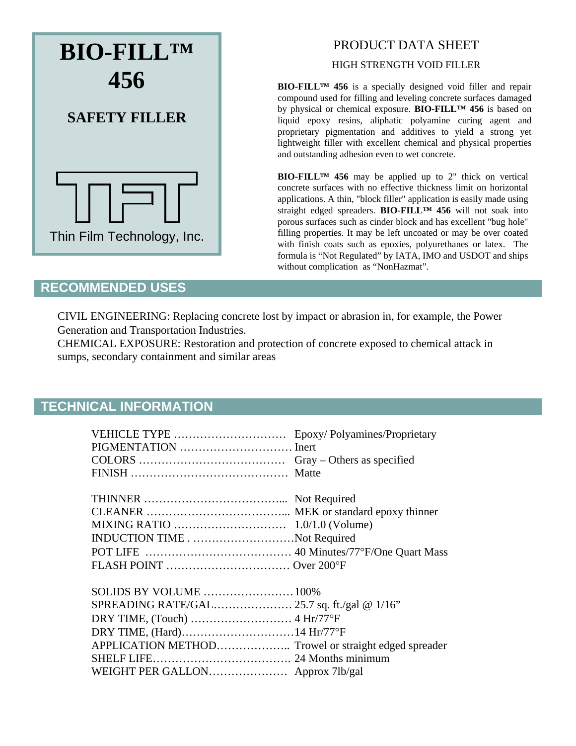# BIO-FILL™ 456

## SAFETY FILLER

Thin Film Technology, Inc.

PRODUCT DATA SHEET

HIGH STRENGTH VOID FILLER

**BIO-FILL™ 456** is a specially designed void filler and repair compound used for filling and leveling concrete surfaces damaged by physical or chemical exposure. **BIO-FILL™ 456** is based on liquid epoxy resins, aliphatic polyamine curing agent and proprietary pigmentation and additives to yield a strong yet lightweight filler with excellent chemical and physical properties and outstanding adhesion even to wet concrete.

**BIO-FILL™ 456** may be applied up to 2" thick on vertical concrete surfaces with no effective thickness limit on horizontal applications. A thin, "block filler" application is easily made using straight edged spreaders. **BIO-FILL™ 456** will not soak into porous surfaces such as cinder block and has excellent "bug hole" filling properties. It may be left uncoated or may be over coated with finish coats such as epoxies, polyurethanes or latex. The formula is "Not Regulated" by IATA, IMO and USDOT and ships without complication as "NonHazmat".

## RECOMMENDED USES

CIVIL ENGINEERING: Replacing concrete lost by impact or abrasion in, for example, the Power Generation and Transportation Industries.
CHEMICAL EXPOSURE: Restoration and protection of concrete exposed to chemical attack in sumps, secondary containment and similar areas

## TECHNICAL INFORMATION

| Property | Value |
|---|---|
| VEHICLE TYPE | Epoxy/ Polyamines/Proprietary |
| PIGMENTATION | Inert |
| COLORS | Gray – Others as specified |
| FINISH | Matte |
| THINNER | Not Required |
| CLEANER | MEK or standard epoxy thinner |
| MIXING RATIO | 1.0/1.0 (Volume) |
| INDUCTION TIME | Not Required |
| POT LIFE | 40 Minutes/77°F/One Quart Mass |
| FLASH POINT | Over 200°F |
| SOLIDS BY VOLUME | 100% |
| SPREADING RATE/GAL | 25.7 sq. ft./gal @ 1/16" |
| DRY TIME, (Touch) | 4 Hr/77°F |
| DRY TIME, (Hard) | 14 Hr/77°F |
| APPLICATION METHOD | Trowel or straight edged spreader |
| SHELF LIFE | 24 Months minimum |
| WEIGHT PER GALLON | Approx 7lb/gal |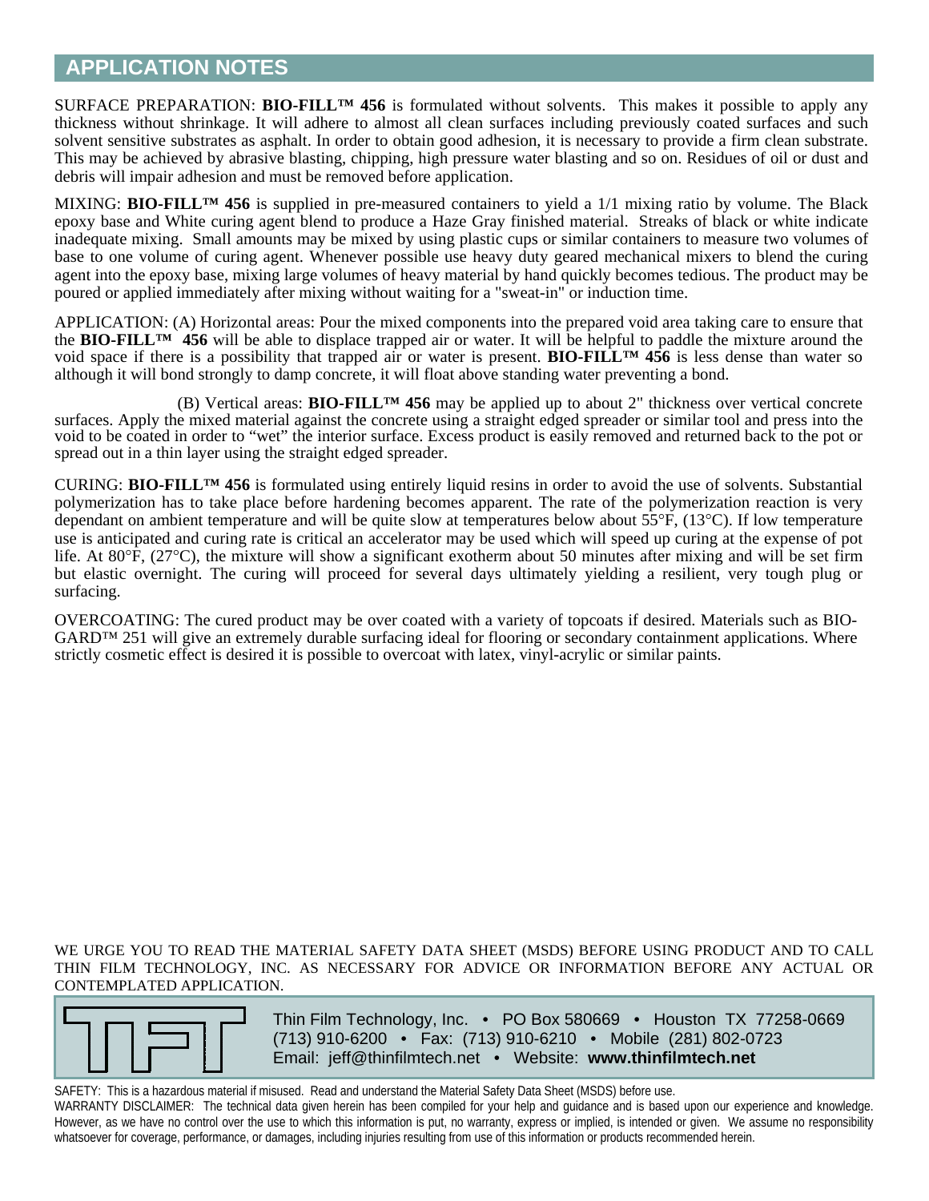## APPLICATION NOTES

SURFACE PREPARATION: **BIO-FILL™ 456** is formulated without solvents. This makes it possible to apply any thickness without shrinkage. It will adhere to almost all clean surfaces including previously coated surfaces and such solvent sensitive substrates as asphalt. In order to obtain good adhesion, it is necessary to provide a firm clean substrate. This may be achieved by abrasive blasting, chipping, high pressure water blasting and so on. Residues of oil or dust and debris will impair adhesion and must be removed before application.

MIXING: **BIO-FILL™ 456** is supplied in pre-measured containers to yield a 1/1 mixing ratio by volume. The Black epoxy base and White curing agent blend to produce a Haze Gray finished material. Streaks of black or white indicate inadequate mixing. Small amounts may be mixed by using plastic cups or similar containers to measure two volumes of base to one volume of curing agent. Whenever possible use heavy duty geared mechanical mixers to blend the curing agent into the epoxy base, mixing large volumes of heavy material by hand quickly becomes tedious. The product may be poured or applied immediately after mixing without waiting for a "sweat-in" or induction time.

APPLICATION: (A) Horizontal areas: Pour the mixed components into the prepared void area taking care to ensure that the **BIO-FILL™ 456** will be able to displace trapped air or water. It will be helpful to paddle the mixture around the void space if there is a possibility that trapped air or water is present. **BIO-FILL™ 456** is less dense than water so although it will bond strongly to damp concrete, it will float above standing water preventing a bond.

(B) Vertical areas: **BIO-FILL™ 456** may be applied up to about 2" thickness over vertical concrete surfaces. Apply the mixed material against the concrete using a straight edged spreader or similar tool and press into the void to be coated in order to "wet" the interior surface. Excess product is easily removed and returned back to the pot or spread out in a thin layer using the straight edged spreader.

CURING: **BIO-FILL™ 456** is formulated using entirely liquid resins in order to avoid the use of solvents. Substantial polymerization has to take place before hardening becomes apparent. The rate of the polymerization reaction is very dependant on ambient temperature and will be quite slow at temperatures below about 55°F, (13°C). If low temperature use is anticipated and curing rate is critical an accelerator may be used which will speed up curing at the expense of pot life. At 80°F, (27°C), the mixture will show a significant exotherm about 50 minutes after mixing and will be set firm but elastic overnight. The curing will proceed for several days ultimately yielding a resilient, very tough plug or surfacing.

OVERCOATING: The cured product may be over coated with a variety of topcoats if desired. Materials such as BIO-GARD™ 251 will give an extremely durable surfacing ideal for flooring or secondary containment applications. Where strictly cosmetic effect is desired it is possible to overcoat with latex, vinyl-acrylic or similar paints.

WE URGE YOU TO READ THE MATERIAL SAFETY DATA SHEET (MSDS) BEFORE USING PRODUCT AND TO CALL THIN FILM TECHNOLOGY, INC. AS NECESSARY FOR ADVICE OR INFORMATION BEFORE ANY ACTUAL OR CONTEMPLATED APPLICATION.

TFT

Thin Film Technology, Inc. • PO Box 580669 • Houston TX 77258-0669
(713) 910-6200 • Fax: (713) 910-6210 • Mobile (281) 802-0723
Email: jeff@thinfilmtech.net • Website: **www.thinfilmtech.net**

SAFETY: This is a hazardous material if misused. Read and understand the Material Safety Data Sheet (MSDS) before use.
WARRANTY DISCLAIMER: The technical data given herein has been compiled for your help and guidance and is based upon our experience and knowledge. However, as we have no control over the use to which this information is put, no warranty, express or implied, is intended or given. We assume no responsibility whatsoever for coverage, performance, or damages, including injuries resulting from use of this information or products recommended herein.